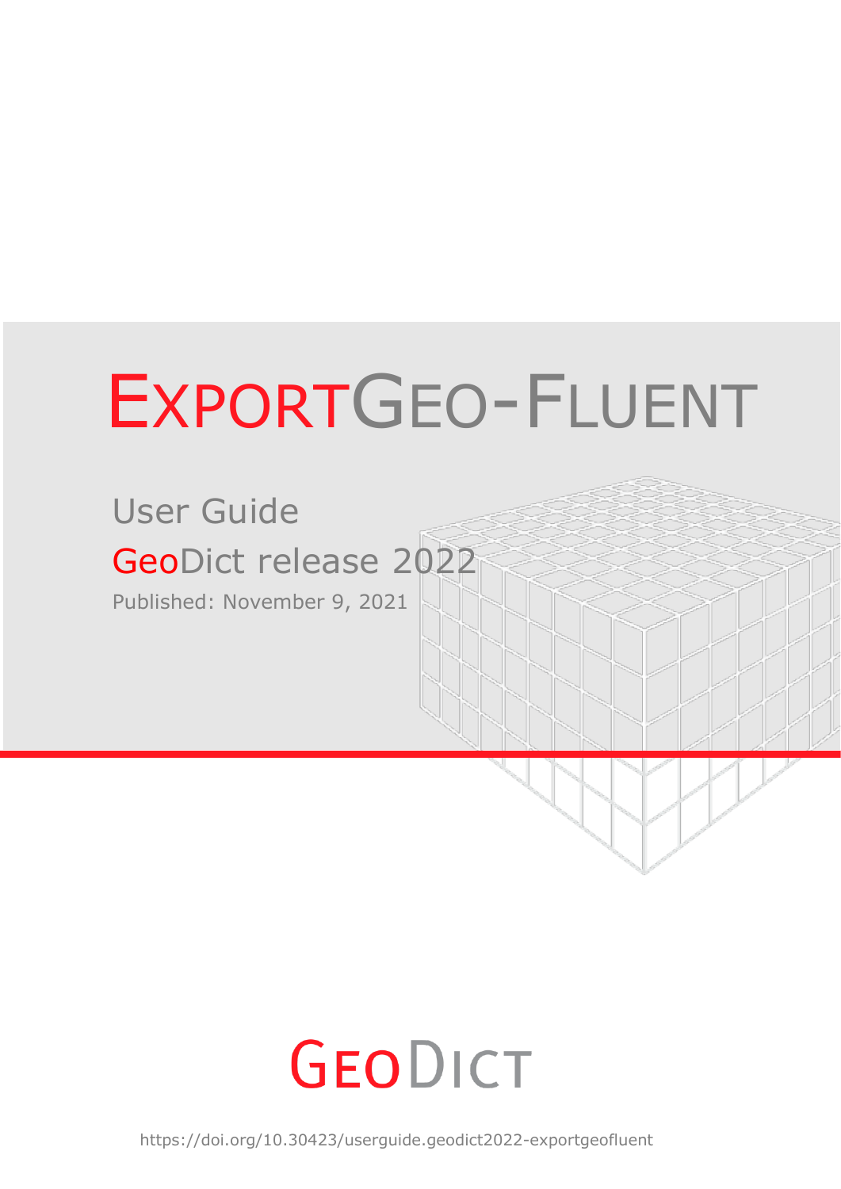# ExportGeo-Fluent

User Guide

GeoDict release 2022

Published: November 9, 2021

GeoDict

https://doi.org/10.30423/userguide.geodict2022-exportgeofluent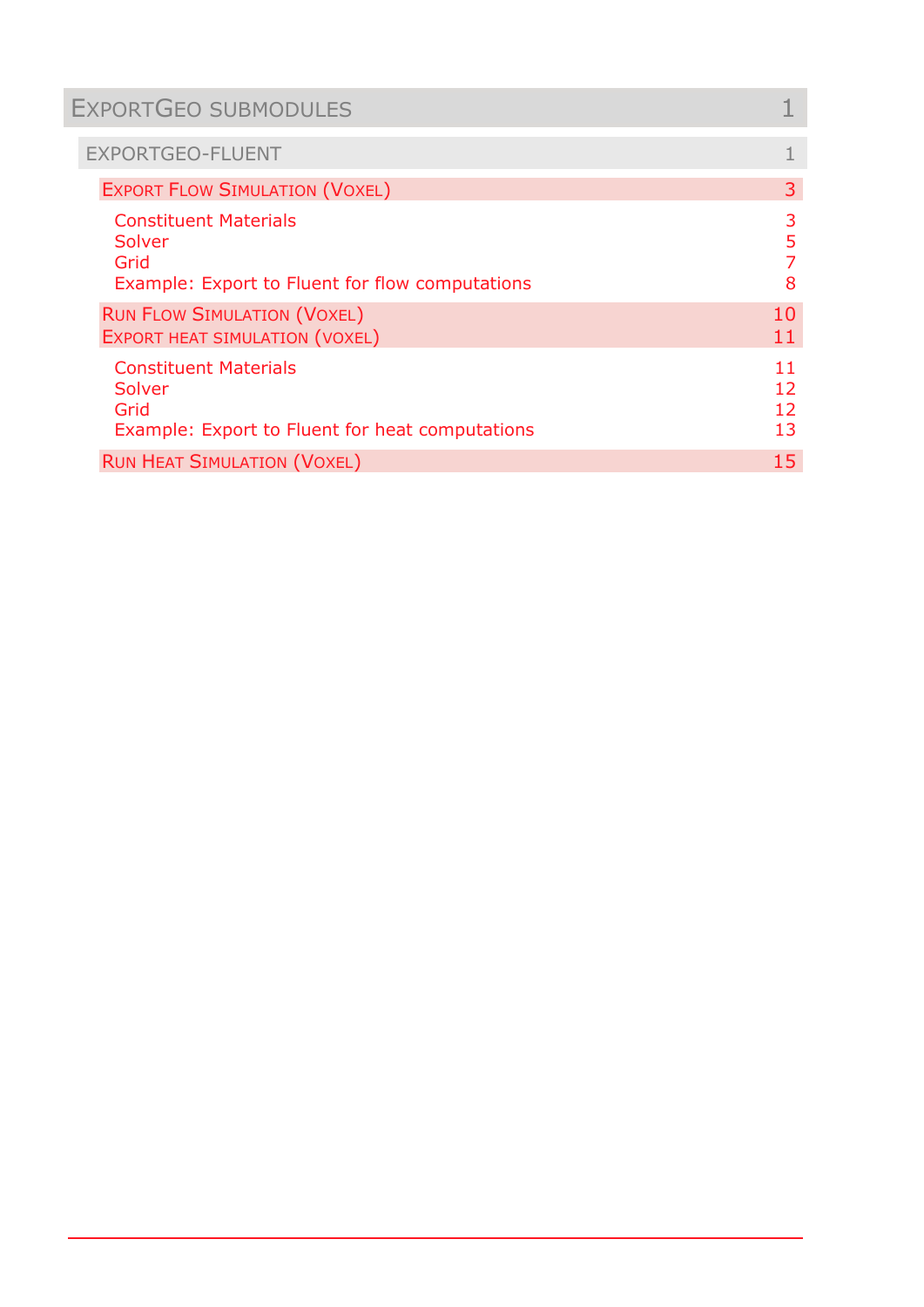| ExportGeo Submodules | 1 |
|---|---|
| ExportGeo-Fluent | 1 |
| Export Flow Simulation (Voxel) | 3 |
| Constituent Materials | 3 |
| Solver | 5 |
| Grid | 7 |
| Example: Export to Fluent for flow computations | 8 |
| Run Flow Simulation (Voxel) | 10 |
| Export heat simulation (voxel) | 11 |
| Constituent Materials | 11 |
| Solver | 12 |
| Grid | 12 |
| Example: Export to Fluent for heat computations | 13 |
| Run Heat Simulation (Voxel) | 15 |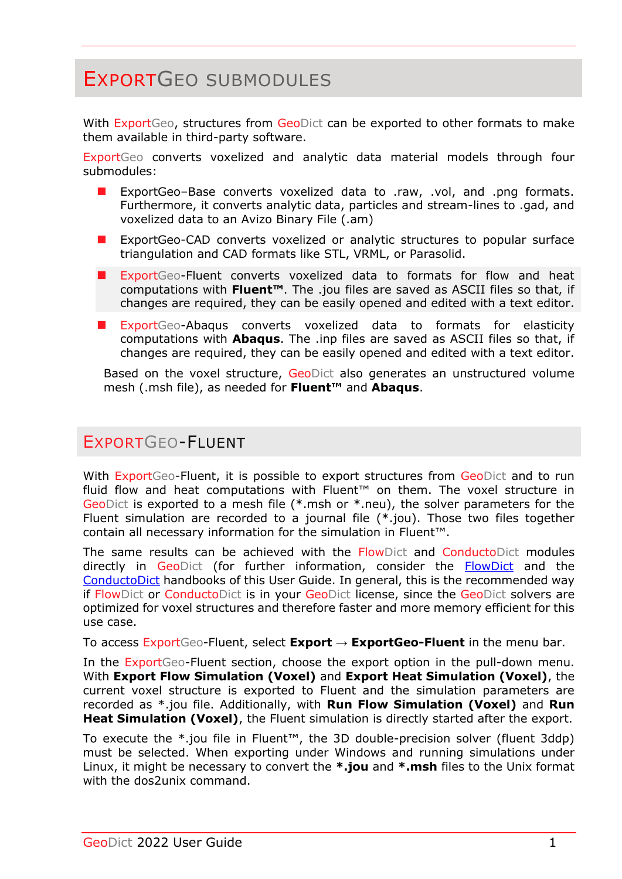# ExportGeo Submodules

With ExportGeo, structures from GeoDict can be exported to other formats to make them available in third-party software.

ExportGeo converts voxelized and analytic data material models through four submodules:

- ExportGeo–Base converts voxelized data to .raw, .vol, and .png formats. Furthermore, it converts analytic data, particles and stream-lines to .gad, and voxelized data to an Avizo Binary File (.am)
- ExportGeo-CAD converts voxelized or analytic structures to popular surface triangulation and CAD formats like STL, VRML, or Parasolid.
- ExportGeo-Fluent converts voxelized data to formats for flow and heat computations with **Fluent™**. The .jou files are saved as ASCII files so that, if changes are required, they can be easily opened and edited with a text editor.
- ExportGeo-Abaqus converts voxelized data to formats for elasticity computations with **Abaqus**. The .inp files are saved as ASCII files so that, if changes are required, they can be easily opened and edited with a text editor.

Based on the voxel structure, GeoDict also generates an unstructured volume mesh (.msh file), as needed for **Fluent™** and **Abaqus**.

# ExportGeo-Fluent

With ExportGeo-Fluent, it is possible to export structures from GeoDict and to run fluid flow and heat computations with Fluent™ on them. The voxel structure in GeoDict is exported to a mesh file (*.msh or *.neu), the solver parameters for the Fluent simulation are recorded to a journal file (*.jou). Those two files together contain all necessary information for the simulation in Fluent™.

The same results can be achieved with the FlowDict and ConductoDict modules directly in GeoDict (for further information, consider the FlowDict and the ConductoDict handbooks of this User Guide. In general, this is the recommended way if FlowDict or ConductoDict is in your GeoDict license, since the GeoDict solvers are optimized for voxel structures and therefore faster and more memory efficient for this use case.

To access ExportGeo-Fluent, select **Export** → **ExportGeo-Fluent** in the menu bar.

In the ExportGeo-Fluent section, choose the export option in the pull-down menu. With **Export Flow Simulation (Voxel)** and **Export Heat Simulation (Voxel)**, the current voxel structure is exported to Fluent and the simulation parameters are recorded as *.jou file. Additionally, with **Run Flow Simulation (Voxel)** and **Run Heat Simulation (Voxel)**, the Fluent simulation is directly started after the export.

To execute the *.jou file in Fluent™, the 3D double-precision solver (fluent 3ddp) must be selected. When exporting under Windows and running simulations under Linux, it might be necessary to convert the ***.jou** and ***.msh** files to the Unix format with the dos2unix command.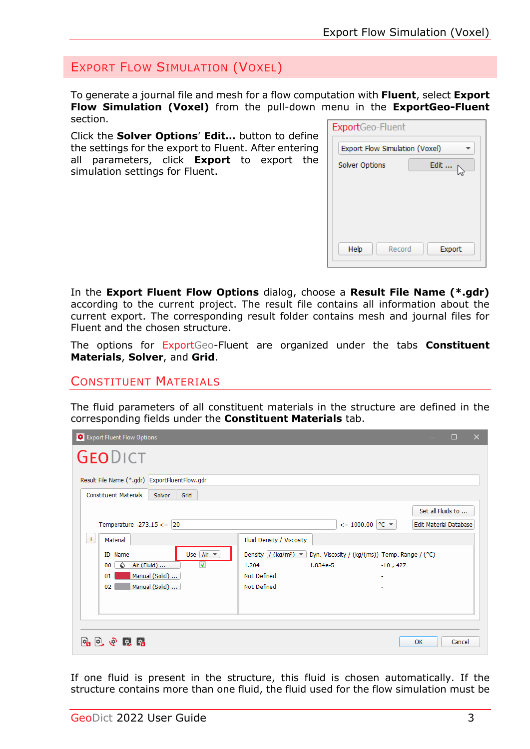# Export Flow Simulation (Voxel)

To generate a journal file and mesh for a flow computation with **Fluent**, select **Export Flow Simulation (Voxel)** from the pull-down menu in the **ExportGeo-Fluent** section.

Click the **Solver Options**' **Edit...** button to define the settings for the export to Fluent. After entering all parameters, click **Export** to export the simulation settings for Fluent.

In the **Export Fluent Flow Options** dialog, choose a **Result File Name (*.gdr)** according to the current project. The result file contains all information about the current export. The corresponding result folder contains mesh and journal files for Fluent and the chosen structure.

The options for ExportGeo-Fluent are organized under the tabs **Constituent Materials**, **Solver**, and **Grid**.

## Constituent Materials

The fluid parameters of all constituent materials in the structure are defined in the corresponding fields under the **Constituent Materials** tab.

If one fluid is present in the structure, this fluid is chosen automatically. If the structure contains more than one fluid, the fluid used for the flow simulation must be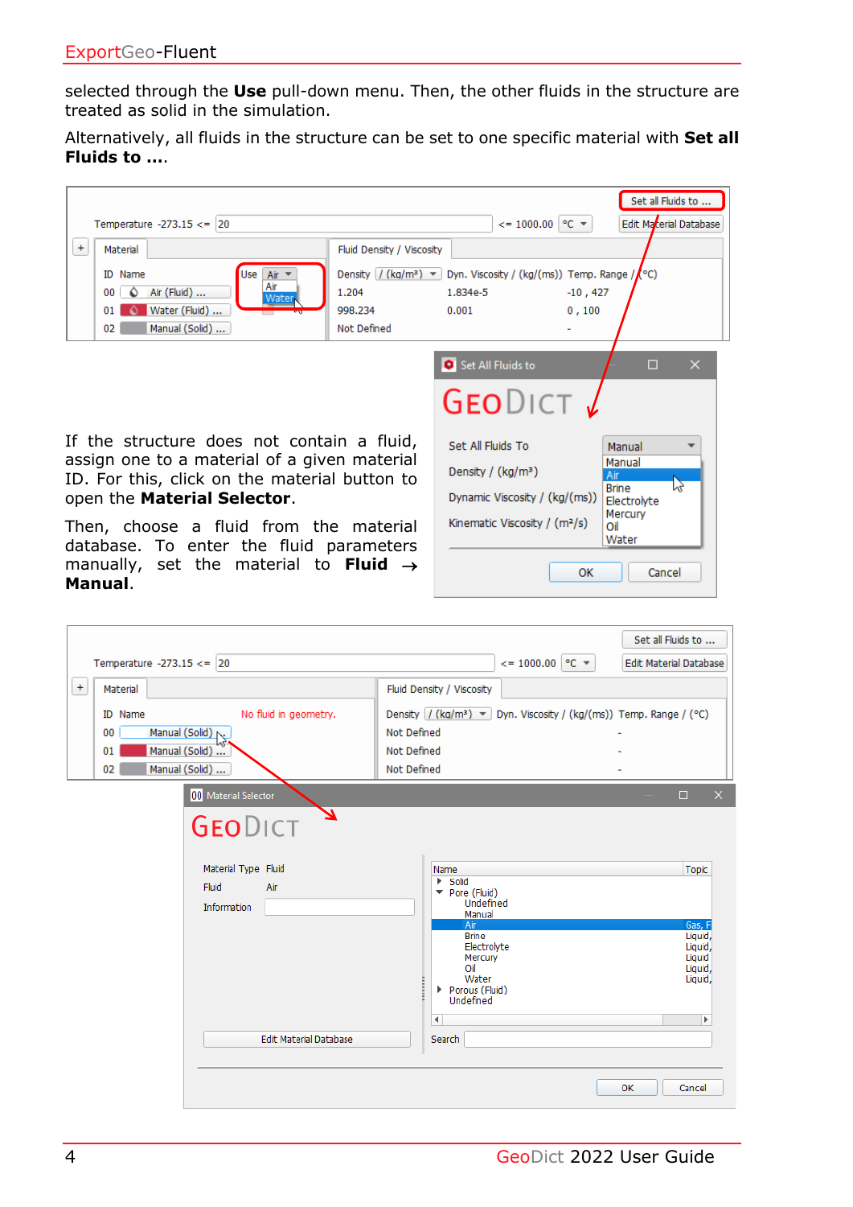selected through the **Use** pull-down menu. Then, the other fluids in the structure are treated as solid in the simulation.

Alternatively, all fluids in the structure can be set to one specific material with **Set all Fluids to ...**.

If the structure does not contain a fluid, assign one to a material of a given material ID. For this, click on the material button to open the **Material Selector**.

Then, choose a fluid from the material database. To enter the fluid parameters manually, set the material to **Fluid → Manual**.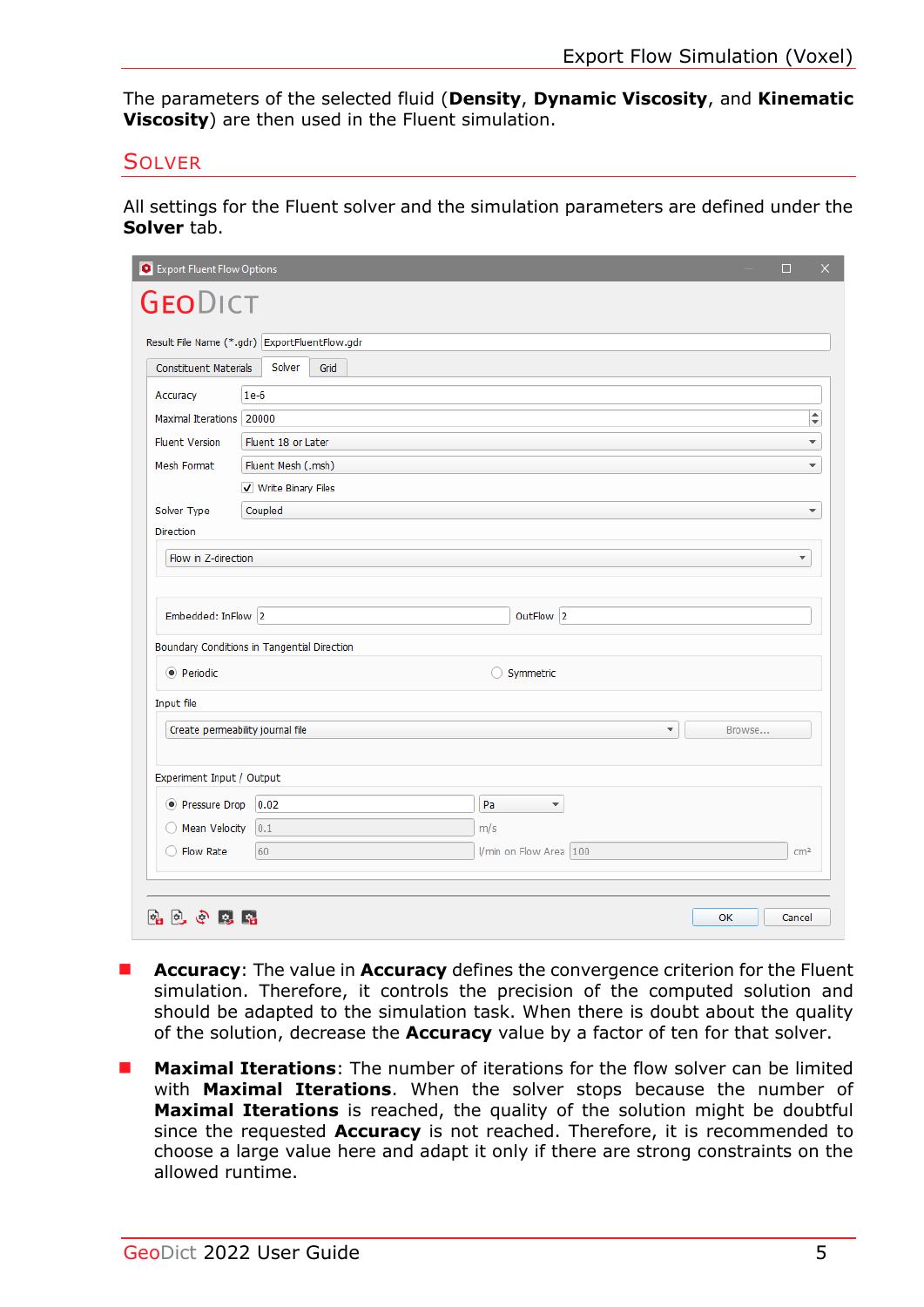The parameters of the selected fluid (**Density**, **Dynamic Viscosity**, and **Kinematic Viscosity**) are then used in the Fluent simulation.

## Solver

All settings for the Fluent solver and the simulation parameters are defined under the **Solver** tab.

- **Accuracy**: The value in **Accuracy** defines the convergence criterion for the Fluent simulation. Therefore, it controls the precision of the computed solution and should be adapted to the simulation task. When there is doubt about the quality of the solution, decrease the **Accuracy** value by a factor of ten for that solver.
- **Maximal Iterations**: The number of iterations for the flow solver can be limited with **Maximal Iterations**. When the solver stops because the number of **Maximal Iterations** is reached, the quality of the solution might be doubtful since the requested **Accuracy** is not reached. Therefore, it is recommended to choose a large value here and adapt it only if there are strong constraints on the allowed runtime.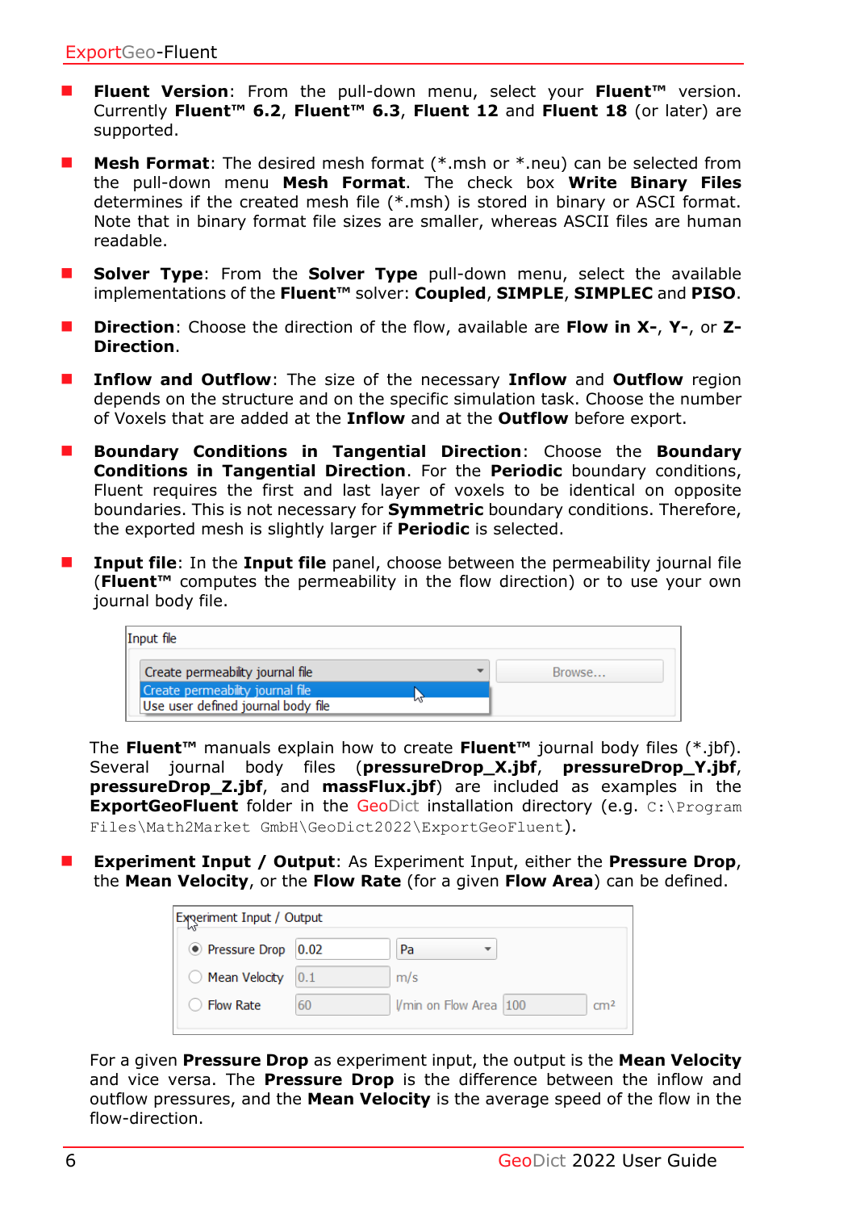- **Fluent Version**: From the pull-down menu, select your **Fluent™** version. Currently **Fluent™ 6.2**, **Fluent™ 6.3**, **Fluent 12** and **Fluent 18** (or later) are supported.

- **Mesh Format**: The desired mesh format (*.msh or *.neu) can be selected from the pull-down menu **Mesh Format**. The check box **Write Binary Files** determines if the created mesh file (*.msh) is stored in binary or ASCI format. Note that in binary format file sizes are smaller, whereas ASCII files are human readable.

- **Solver Type**: From the **Solver Type** pull-down menu, select the available implementations of the **Fluent™** solver: **Coupled**, **SIMPLE**, **SIMPLEC** and **PISO**.

- **Direction**: Choose the direction of the flow, available are **Flow in X-**, **Y-**, or **Z-Direction**.

- **Inflow and Outflow**: The size of the necessary **Inflow** and **Outflow** region depends on the structure and on the specific simulation task. Choose the number of Voxels that are added at the **Inflow** and at the **Outflow** before export.

- **Boundary Conditions in Tangential Direction**: Choose the **Boundary Conditions in Tangential Direction**. For the **Periodic** boundary conditions, Fluent requires the first and last layer of voxels to be identical on opposite boundaries. This is not necessary for **Symmetric** boundary conditions. Therefore, the exported mesh is slightly larger if **Periodic** is selected.

- **Input file**: In the **Input file** panel, choose between the permeability journal file (**Fluent™** computes the permeability in the flow direction) or to use your own journal body file.

  Input file
  Create permeability journal file | Browse...
  Create permeability journal file
  Use user defined journal body file

  The **Fluent™** manuals explain how to create **Fluent™** journal body files (*.jbf). Several journal body files (**pressureDrop_X.jbf**, **pressureDrop_Y.jbf**, **pressureDrop_Z.jbf**, and **massFlux.jbf**) are included as examples in the **ExportGeoFluent** folder in the GeoDict installation directory (e.g. `C:\Program Files\Math2Market GmbH\GeoDict2022\ExportGeoFluent`).

- **Experiment Input / Output**: As Experiment Input, either the **Pressure Drop**, the **Mean Velocity**, or the **Flow Rate** (for a given **Flow Area**) can be defined.

  Experiment Input / Output

  | | | | | |
  |---|---|---|---|---|
  | (•) Pressure Drop | 0.02 | Pa | | |
  | ( ) Mean Velocity | 0.1 | m/s | | |
  | ( ) Flow Rate | 60 | l/min on Flow Area | 100 | cm² |

  For a given **Pressure Drop** as experiment input, the output is the **Mean Velocity** and vice versa. The **Pressure Drop** is the difference between the inflow and outflow pressures, and the **Mean Velocity** is the average speed of the flow in the flow-direction.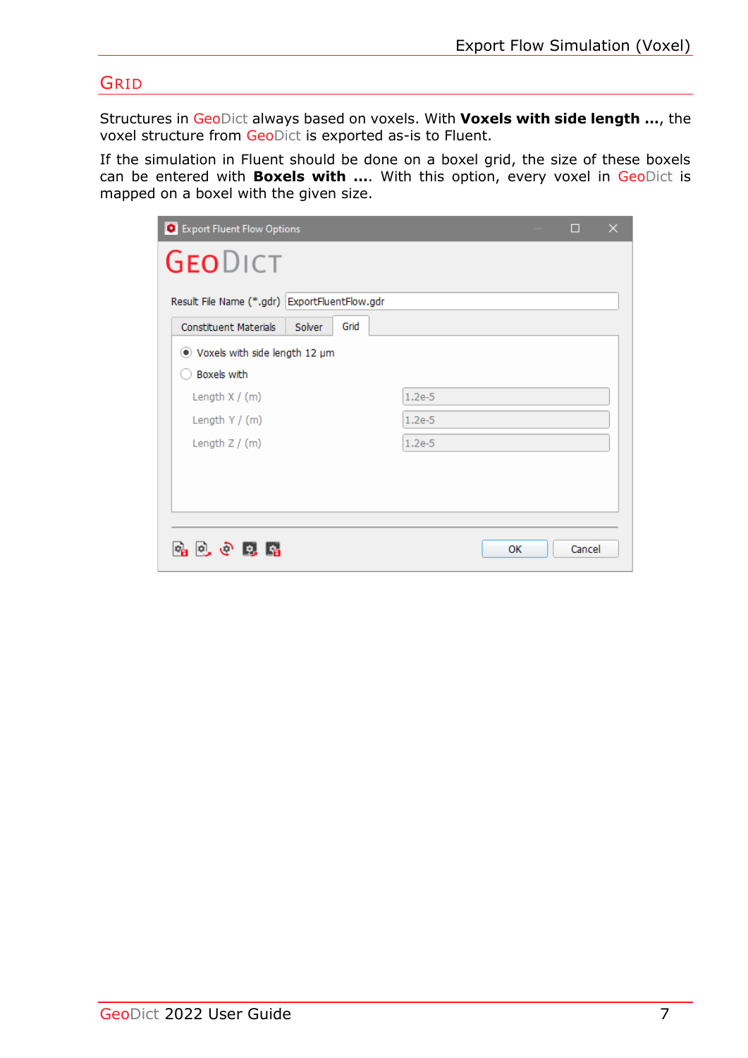## Grid

Structures in GeoDict always based on voxels. With **Voxels with side length ...**, the voxel structure from GeoDict is exported as-is to Fluent.

If the simulation in Fluent should be done on a boxel grid, the size of these boxels can be entered with **Boxels with ...**. With this option, every voxel in GeoDict is mapped on a boxel with the given size.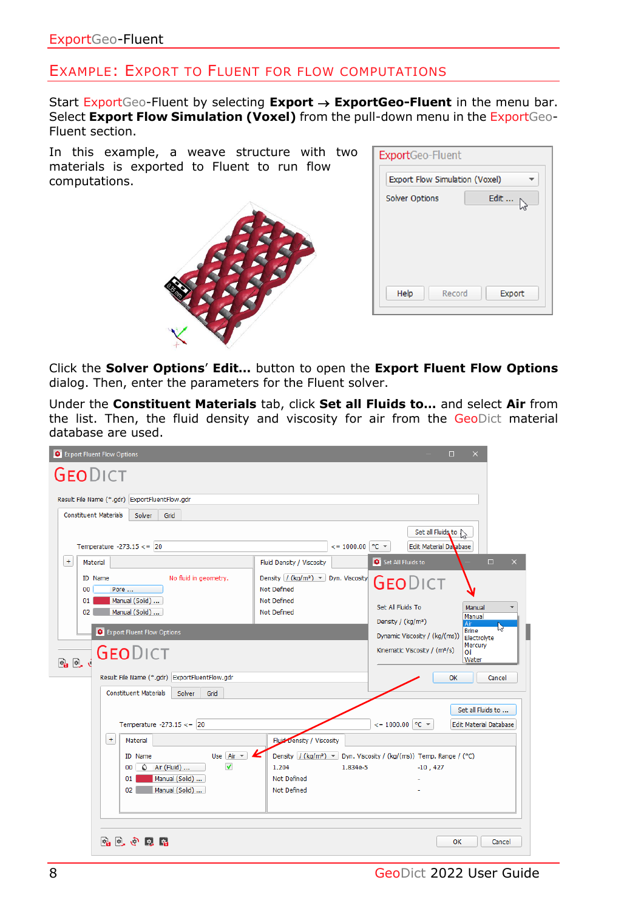## Example: Export to Fluent for flow computations

Start ExportGeo-Fluent by selecting **Export → ExportGeo-Fluent** in the menu bar. Select **Export Flow Simulation (Voxel)** from the pull-down menu in the ExportGeo-Fluent section.

In this example, a weave structure with two materials is exported to Fluent to run flow computations.

Click the **Solver Options' Edit...** button to open the **Export Fluent Flow Options** dialog. Then, enter the parameters for the Fluent solver.

Under the **Constituent Materials** tab, click **Set all Fluids to...** and select **Air** from the list. Then, the fluid density and viscosity for air from the GeoDict material database are used.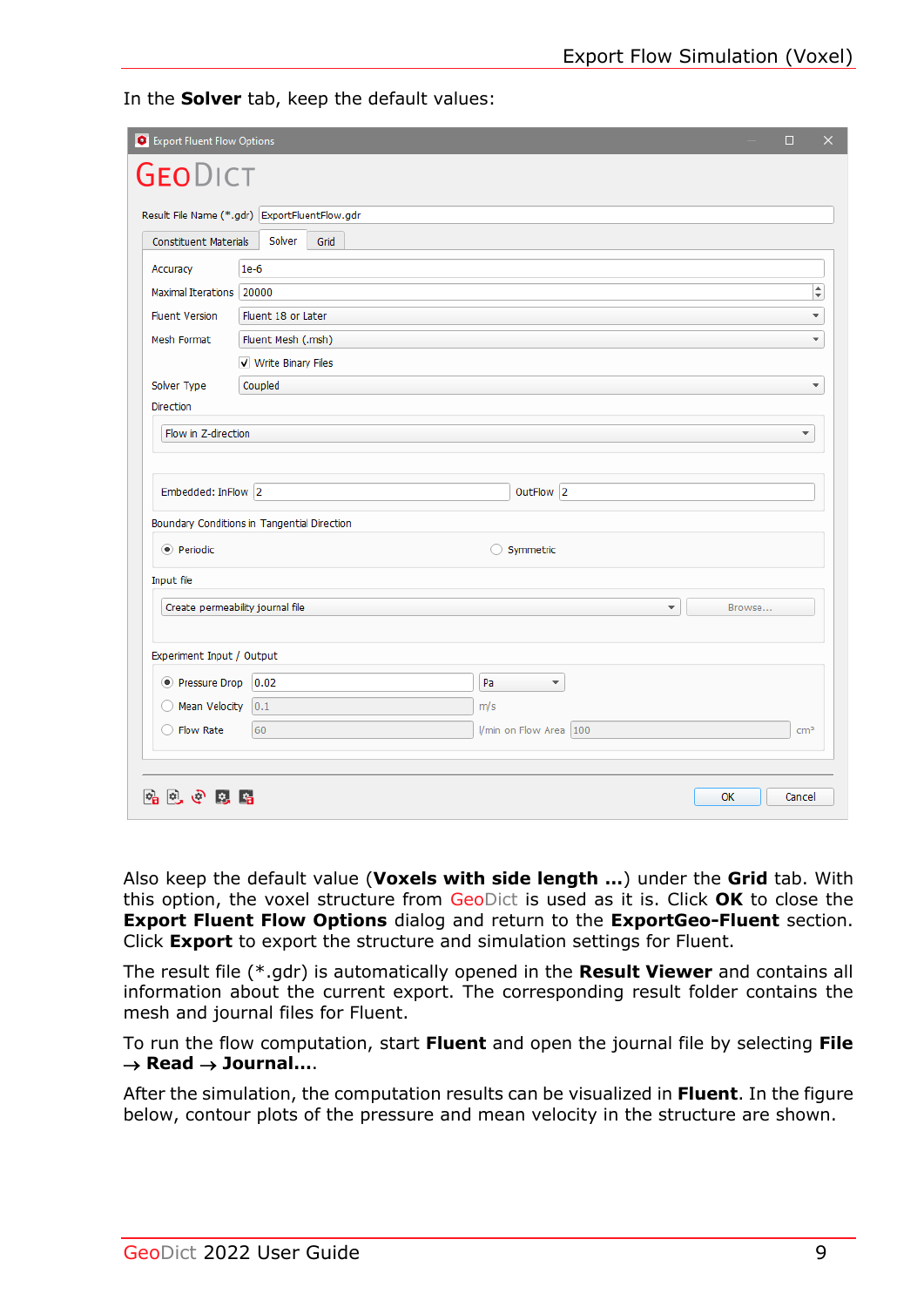In the **Solver** tab, keep the default values:

Also keep the default value (**Voxels with side length ...**) under the **Grid** tab. With this option, the voxel structure from GeoDict is used as it is. Click **OK** to close the **Export Fluent Flow Options** dialog and return to the **ExportGeo-Fluent** section. Click **Export** to export the structure and simulation settings for Fluent.

The result file (*.gdr) is automatically opened in the **Result Viewer** and contains all information about the current export. The corresponding result folder contains the mesh and journal files for Fluent.

To run the flow computation, start **Fluent** and open the journal file by selecting **File → Read → Journal...**.

After the simulation, the computation results can be visualized in **Fluent**. In the figure below, contour plots of the pressure and mean velocity in the structure are shown.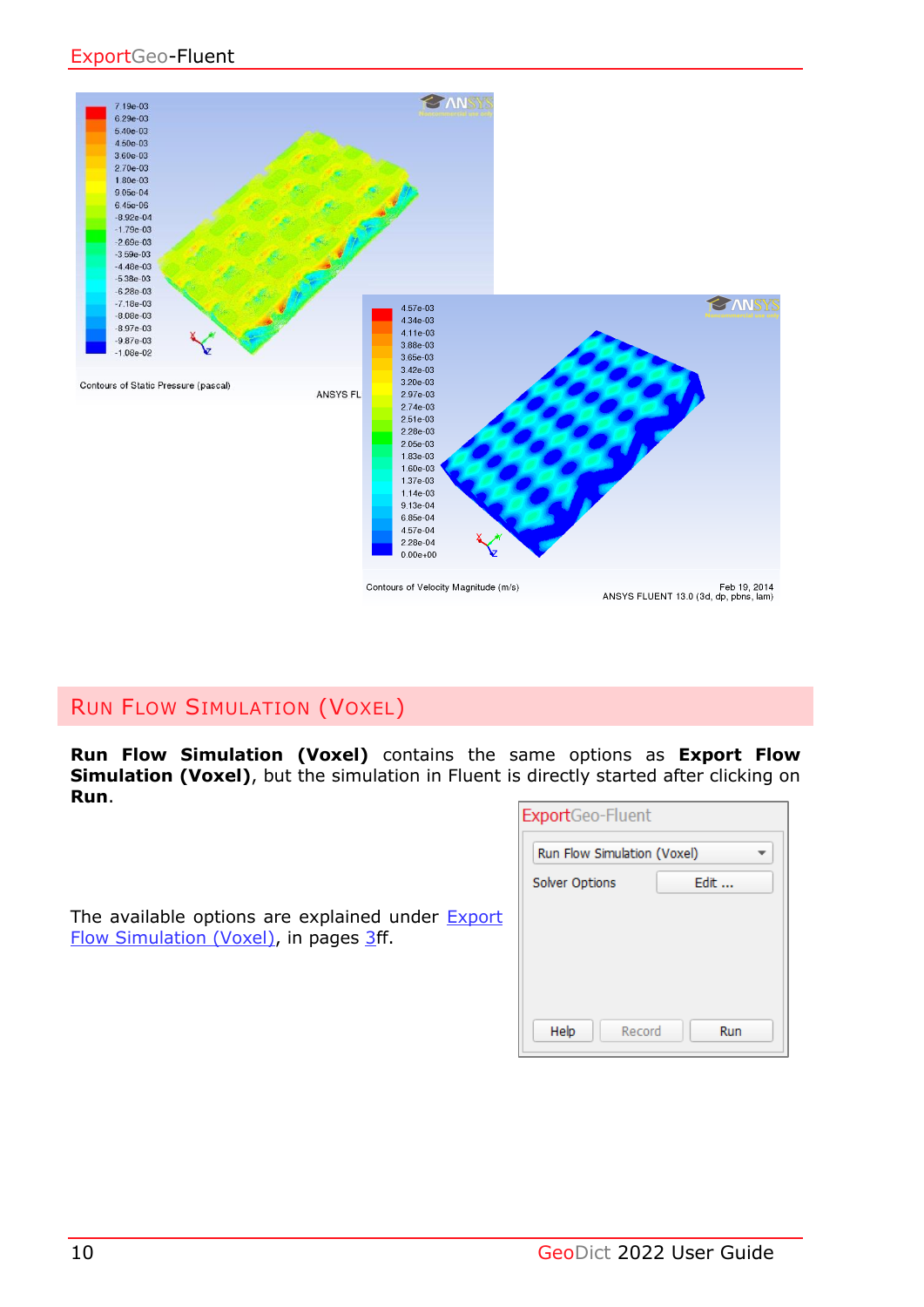## Run Flow Simulation (Voxel)

**Run Flow Simulation (Voxel)** contains the same options as **Export Flow Simulation (Voxel)**, but the simulation in Fluent is directly started after clicking on **Run**.

The available options are explained under Export Flow Simulation (Voxel), in pages 3ff.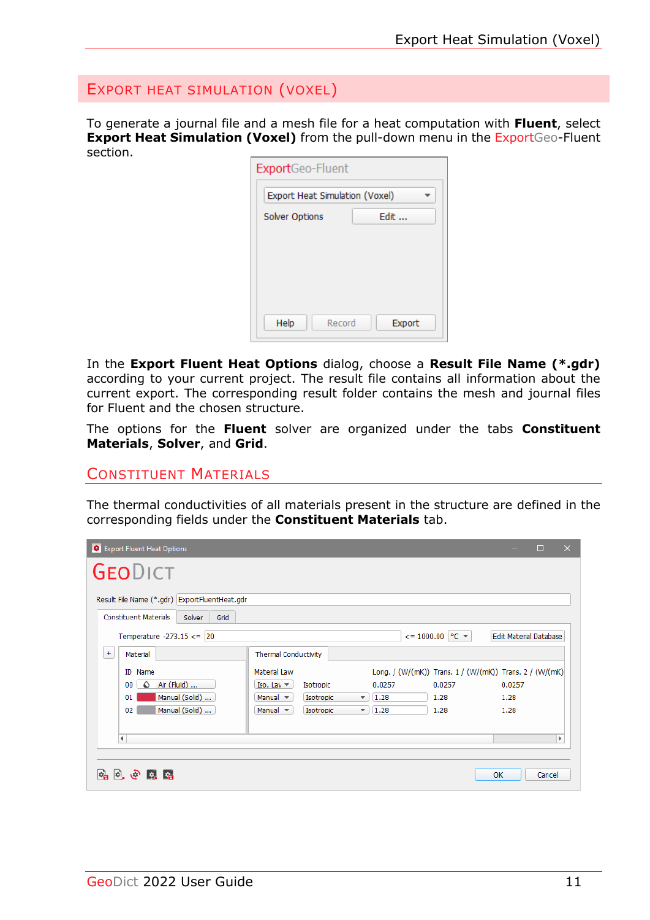## Export Heat Simulation (Voxel)

To generate a journal file and a mesh file for a heat computation with **Fluent**, select **Export Heat Simulation (Voxel)** from the pull-down menu in the ExportGeo-Fluent section.

In the **Export Fluent Heat Options** dialog, choose a **Result File Name (*.gdr)** according to your current project. The result file contains all information about the current export. The corresponding result folder contains the mesh and journal files for Fluent and the chosen structure.

The options for the **Fluent** solver are organized under the tabs **Constituent Materials**, **Solver**, and **Grid**.

### Constituent Materials

The thermal conductivities of all materials present in the structure are defined in the corresponding fields under the **Constituent Materials** tab.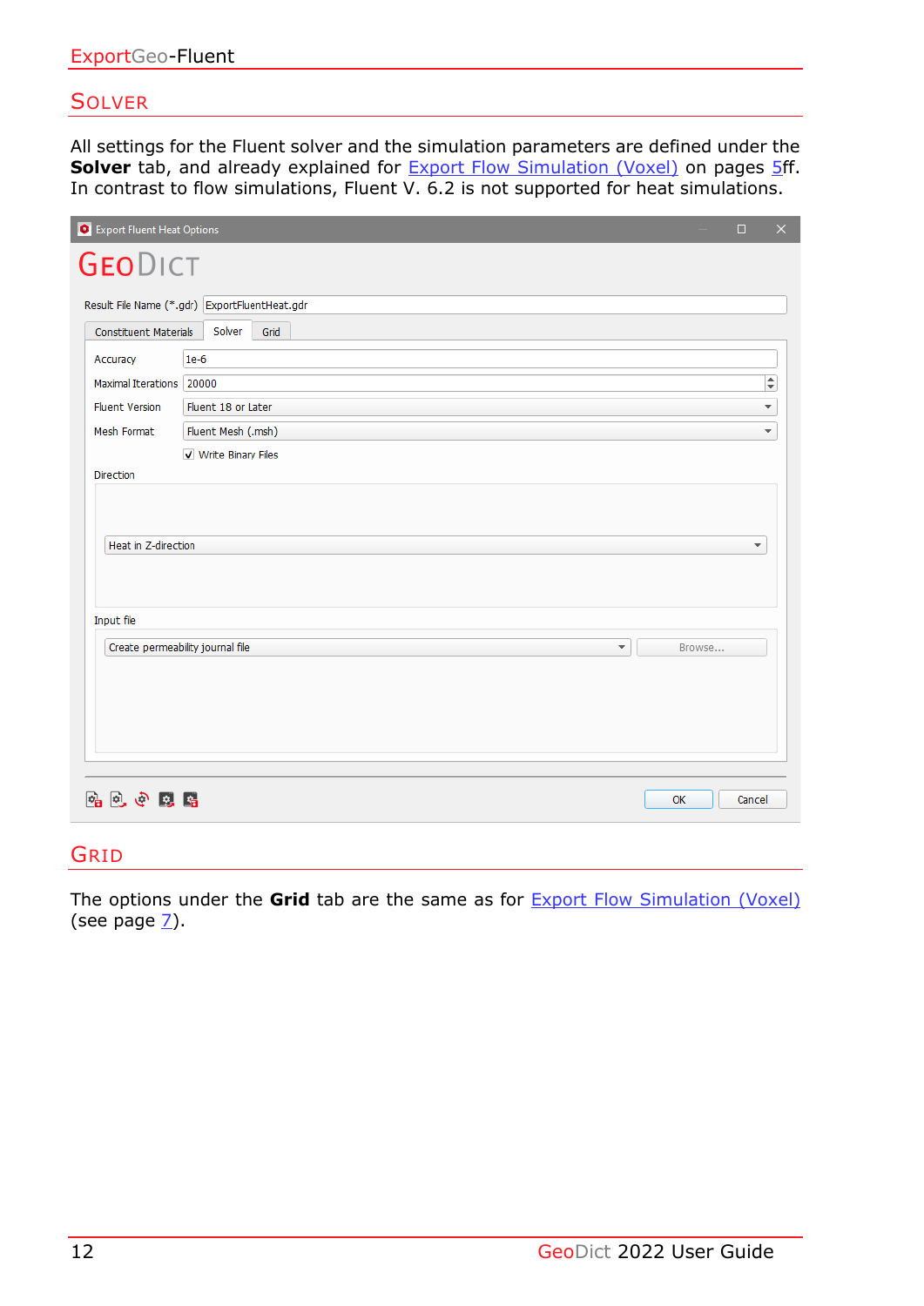## Solver

All settings for the Fluent solver and the simulation parameters are defined under the **Solver** tab, and already explained for Export Flow Simulation (Voxel) on pages 5ff. In contrast to flow simulations, Fluent V. 6.2 is not supported for heat simulations.

## Grid

The options under the **Grid** tab are the same as for Export Flow Simulation (Voxel) (see page 7).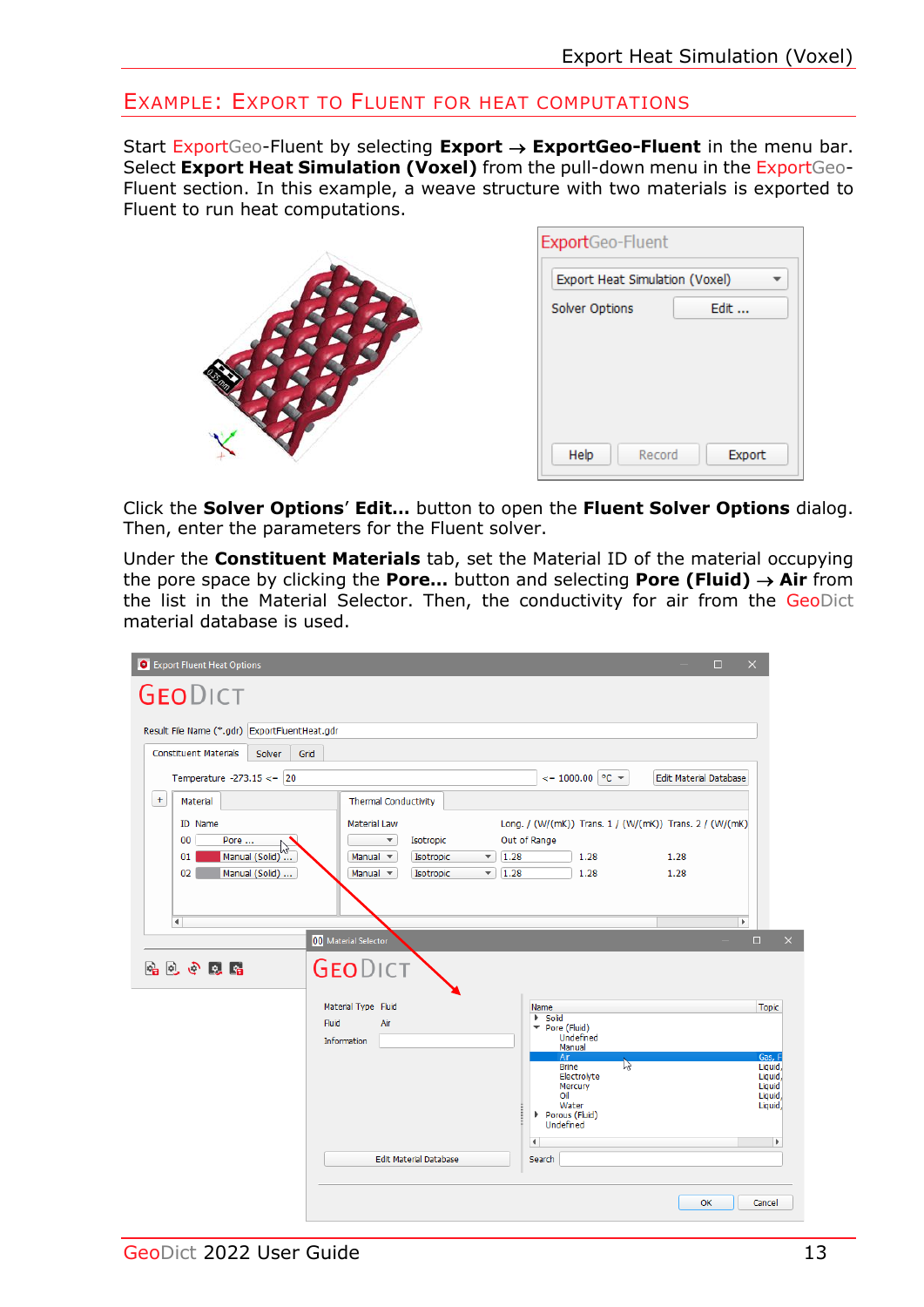## Example: Export to Fluent for heat computations

Start ExportGeo-Fluent by selecting **Export → ExportGeo-Fluent** in the menu bar. Select **Export Heat Simulation (Voxel)** from the pull-down menu in the ExportGeo-Fluent section. In this example, a weave structure with two materials is exported to Fluent to run heat computations.

Click the **Solver Options**' **Edit...** button to open the **Fluent Solver Options** dialog. Then, enter the parameters for the Fluent solver.

Under the **Constituent Materials** tab, set the Material ID of the material occupying the pore space by clicking the **Pore...** button and selecting **Pore (Fluid)** → **Air** from the list in the Material Selector. Then, the conductivity for air from the GeoDict material database is used.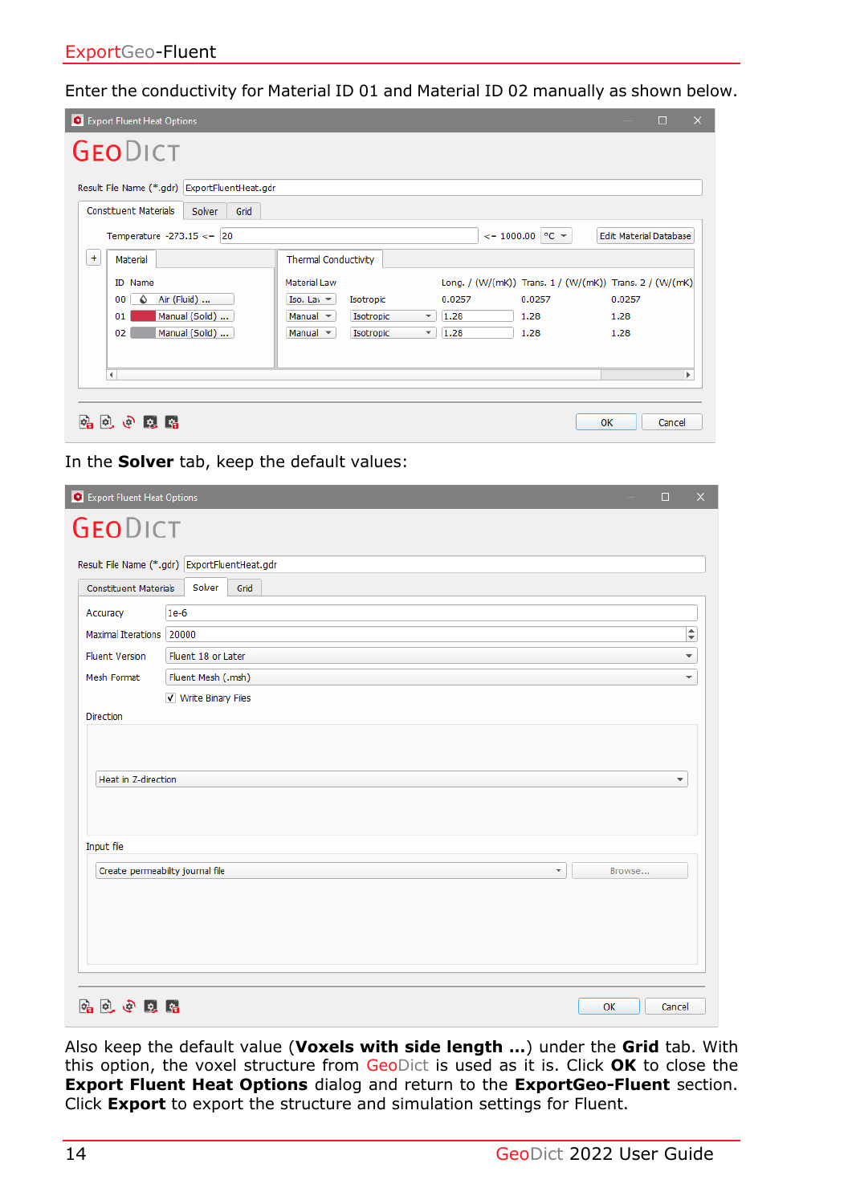Enter the conductivity for Material ID 01 and Material ID 02 manually as shown below.

In the **Solver** tab, keep the default values:

Also keep the default value (**Voxels with side length ...**) under the **Grid** tab. With this option, the voxel structure from GeoDict is used as it is. Click **OK** to close the **Export Fluent Heat Options** dialog and return to the **ExportGeo-Fluent** section. Click **Export** to export the structure and simulation settings for Fluent.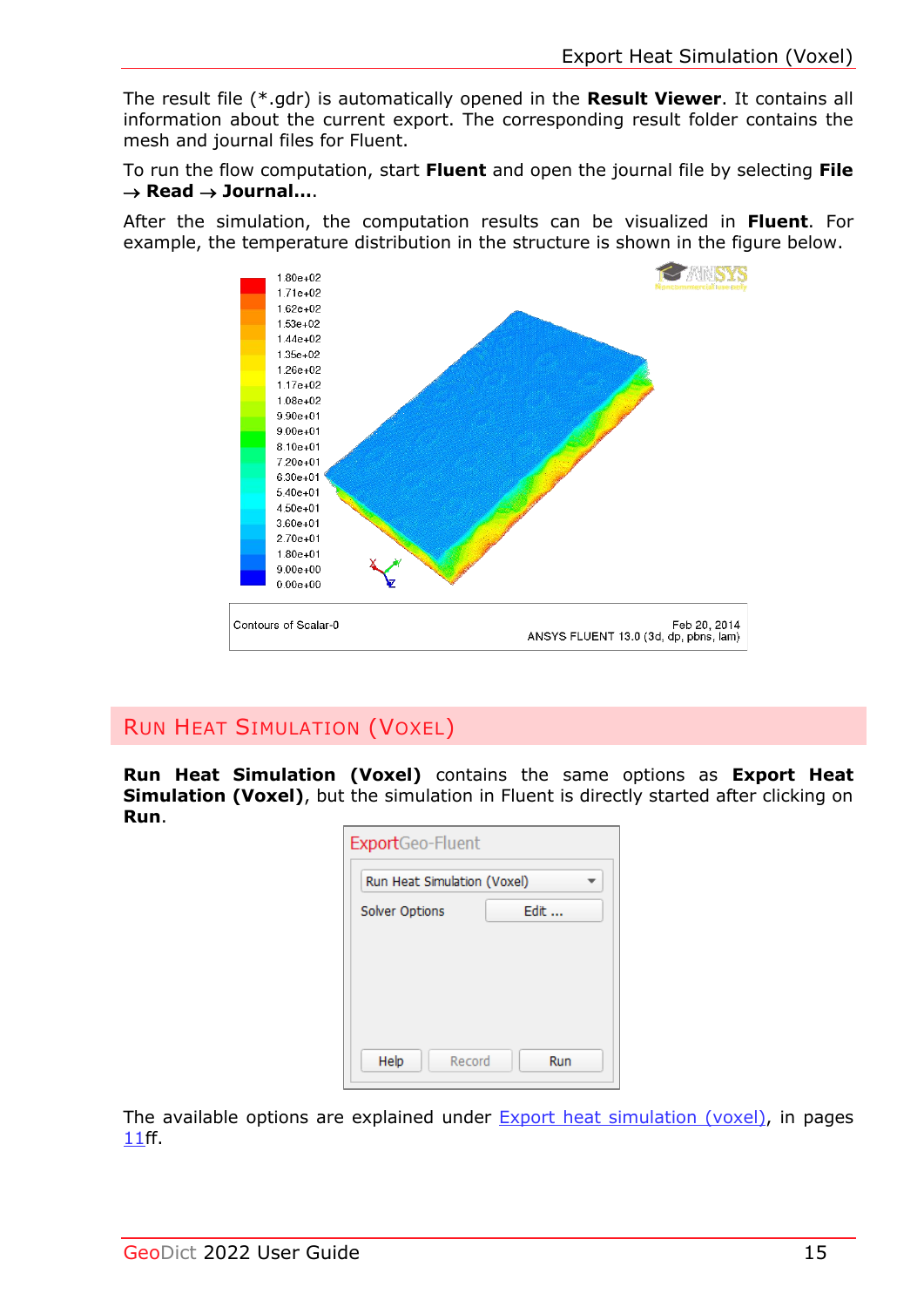The result file (*.gdr) is automatically opened in the **Result Viewer**. It contains all information about the current export. The corresponding result folder contains the mesh and journal files for Fluent.

To run the flow computation, start **Fluent** and open the journal file by selecting **File → Read → Journal…**.

After the simulation, the computation results can be visualized in **Fluent**. For example, the temperature distribution in the structure is shown in the figure below.

## Run Heat Simulation (Voxel)

**Run Heat Simulation (Voxel)** contains the same options as **Export Heat Simulation (Voxel)**, but the simulation in Fluent is directly started after clicking on **Run**.

The available options are explained under Export heat simulation (voxel), in pages 11ff.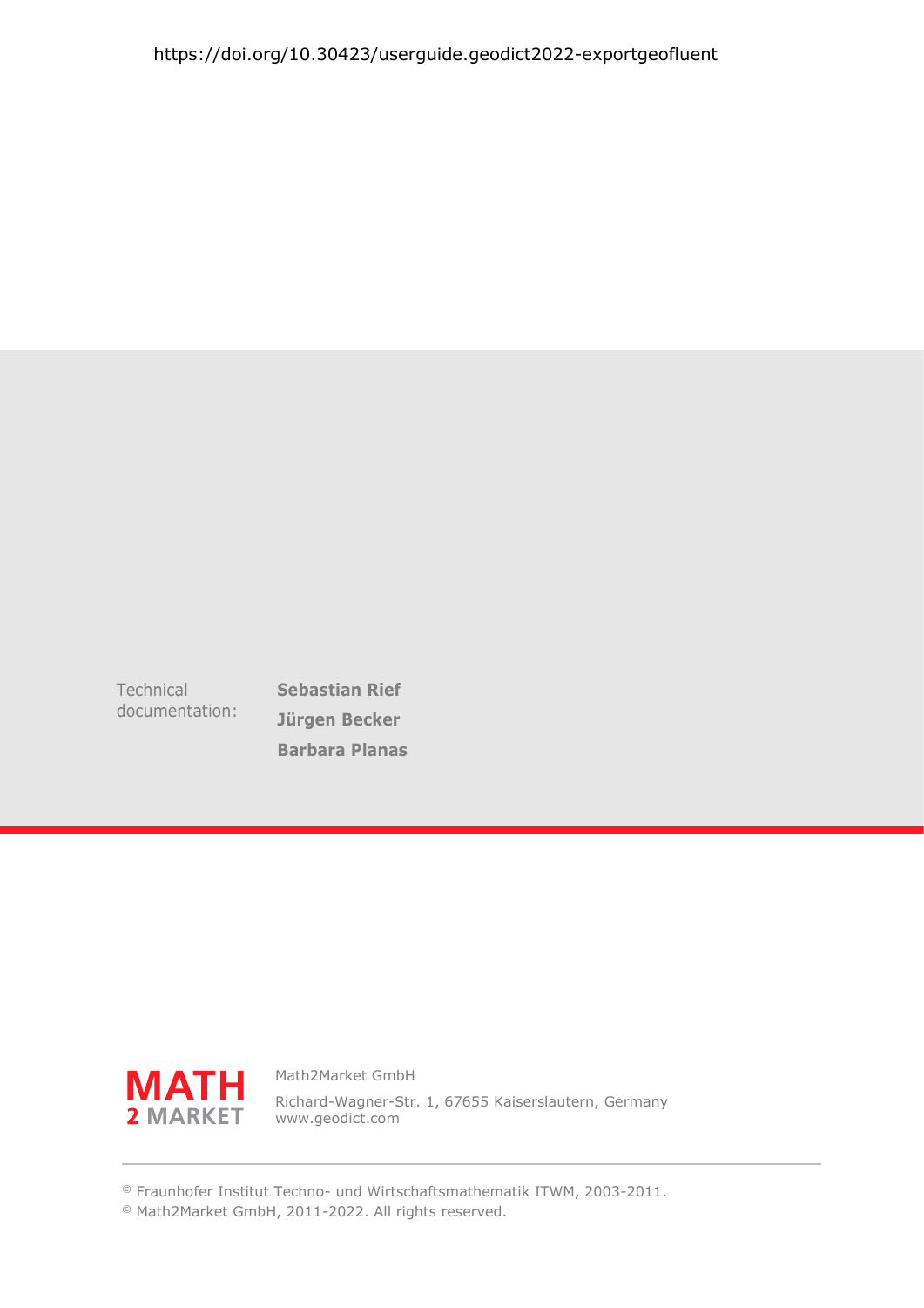https://doi.org/10.30423/userguide.geodict2022-exportgeofluent

Technical documentation: **Sebastian Rief**
**Jürgen Becker**
**Barbara Planas**

MATH 2 MARKET

Math2Market GmbH

Richard-Wagner-Str. 1, 67655 Kaiserslautern, Germany
www.geodict.com

© Fraunhofer Institut Techno- und Wirtschaftsmathematik ITWM, 2003-2011.
© Math2Market GmbH, 2011-2022. All rights reserved.